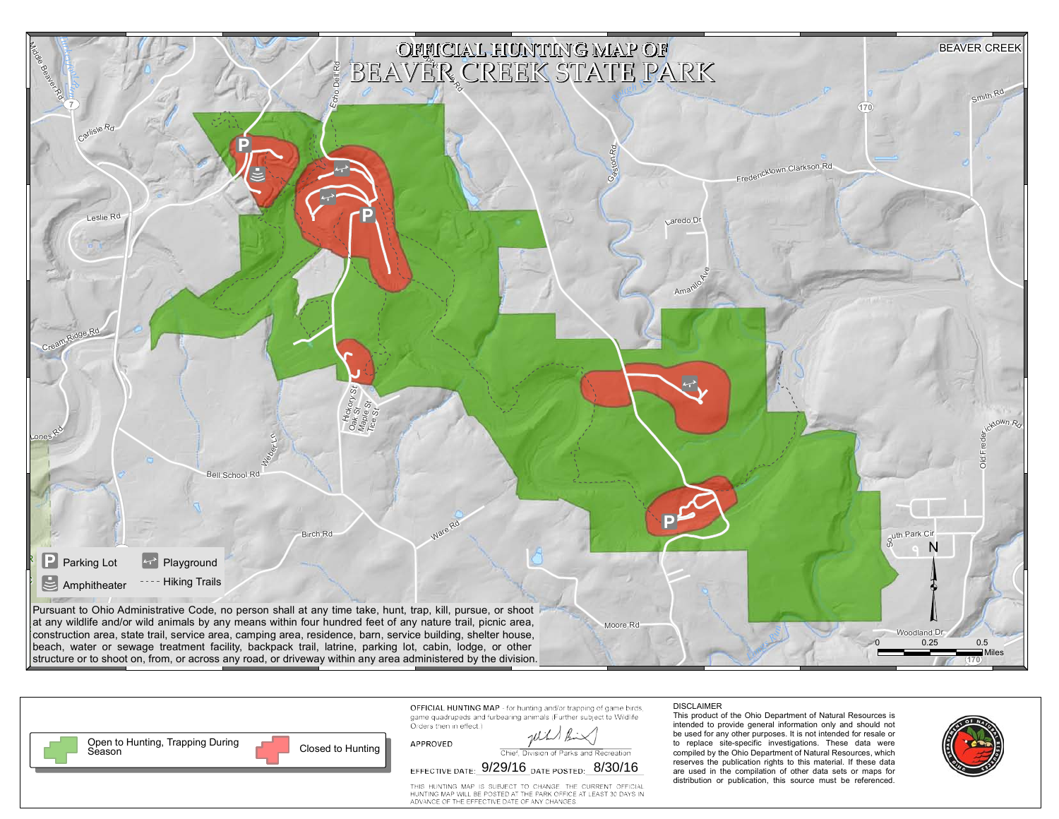# OFFICIAL HUNTING MAP OF BEAVER CREEK STATE PARK

BEAVER CREEK

- Parking Lot
- Playground
- Amphitheater
- Hiking Trails

Pursuant to Ohio Administrative Code, no person shall at any time take, hunt, trap, kill, pursue, or shoot at any wildlife and/or wild animals by any means within four hundred feet of any nature trail, picnic area, construction area, state trail, service area, camping area, residence, barn, service building, shelter house, beach, water or sewage treatment facility, backpack trail, latrine, parking lot, cabin, lodge, or other structure or to shoot on, from, or across any road, or driveway within any area administered by the division.

0 — 0.25 — 0.5 Miles

- Open to Hunting, Trapping During Season
- Closed to Hunting

**OFFICIAL HUNTING MAP** - for hunting and/or trapping of game birds, game quadrupeds and furbearing animals (Further subject to Wildlife Orders then in effect.)

APPROVED

Chief, Division of Parks and Recreation

EFFECTIVE DATE: 9/29/16 DATE POSTED: 8/30/16

THIS HUNTING MAP IS SUBJECT TO CHANGE. THE CURRENT OFFICIAL HUNTING MAP WILL BE POSTED AT THE PARK OFFICE AT LEAST 30 DAYS IN ADVANCE OF THE EFFECTIVE DATE OF ANY CHANGES.

DISCLAIMER

This product of the Ohio Department of Natural Resources is intended to provide general information only and should not be used for any other purposes. It is not intended for resale or to replace site-specific investigations. These data were compiled by the Ohio Department of Natural Resources, which reserves the publication rights to this material. If these data are used in the compilation of other data sets or maps for distribution or publication, this source must be referenced.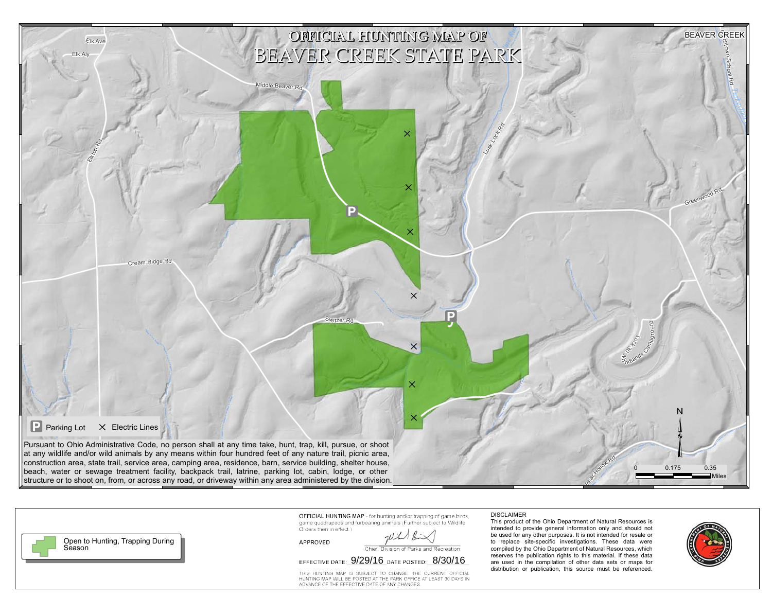# OFFICIAL HUNTING MAP OF BEAVER CREEK STATE PARK

BEAVER CREEK

Elk Ave

Elk Aly

Middle Beaver Rd

Elkton Rd

Lusk Lock Rd

Greenwood Rd

Cream Ridge Rd

Switzer Rd

Lock 30 Woodlands Campground

Bear Hollow Rd

Pughtown School Rd

P Parking Lot

× Electric Lines

Pursuant to Ohio Administrative Code, no person shall at any time take, hunt, trap, kill, pursue, or shoot at any wildlife and/or wild animals by any means within four hundred feet of any nature trail, picnic area, construction area, state trail, service area, camping area, residence, barn, service building, shelter house, beach, water or sewage treatment facility, backpack trail, latrine, parking lot, cabin, lodge, or other structure or to shoot on, from, or across any road, or driveway within any area administered by the division.

N

0 0.175 0.35 Miles

Open to Hunting, Trapping During Season

OFFICIAL HUNTING MAP - for hunting and/or trapping of game birds, game quadrupeds and furbearing animals (Further subject to Wildlife Orders then in effect.)

APPROVED

Chief, Division of Parks and Recreation

EFFECTIVE DATE: 9/29/16 DATE POSTED: 8/30/16

THIS HUNTING MAP IS SUBJECT TO CHANGE. THE CURRENT OFFICIAL HUNTING MAP WILL BE POSTED AT THE PARK OFFICE AT LEAST 30 DAYS IN ADVANCE OF THE EFFECTIVE DATE OF ANY CHANGES

DISCLAIMER

This product of the Ohio Department of Natural Resources is intended to provide general information only and should not be used for any other purposes. It is not intended for resale or to replace site-specific investigations. These data were compiled by the Ohio Department of Natural Resources, which reserves the publication rights to this material. If these data are used in the compilation of other data sets or maps for distribution or publication, this source must be referenced.